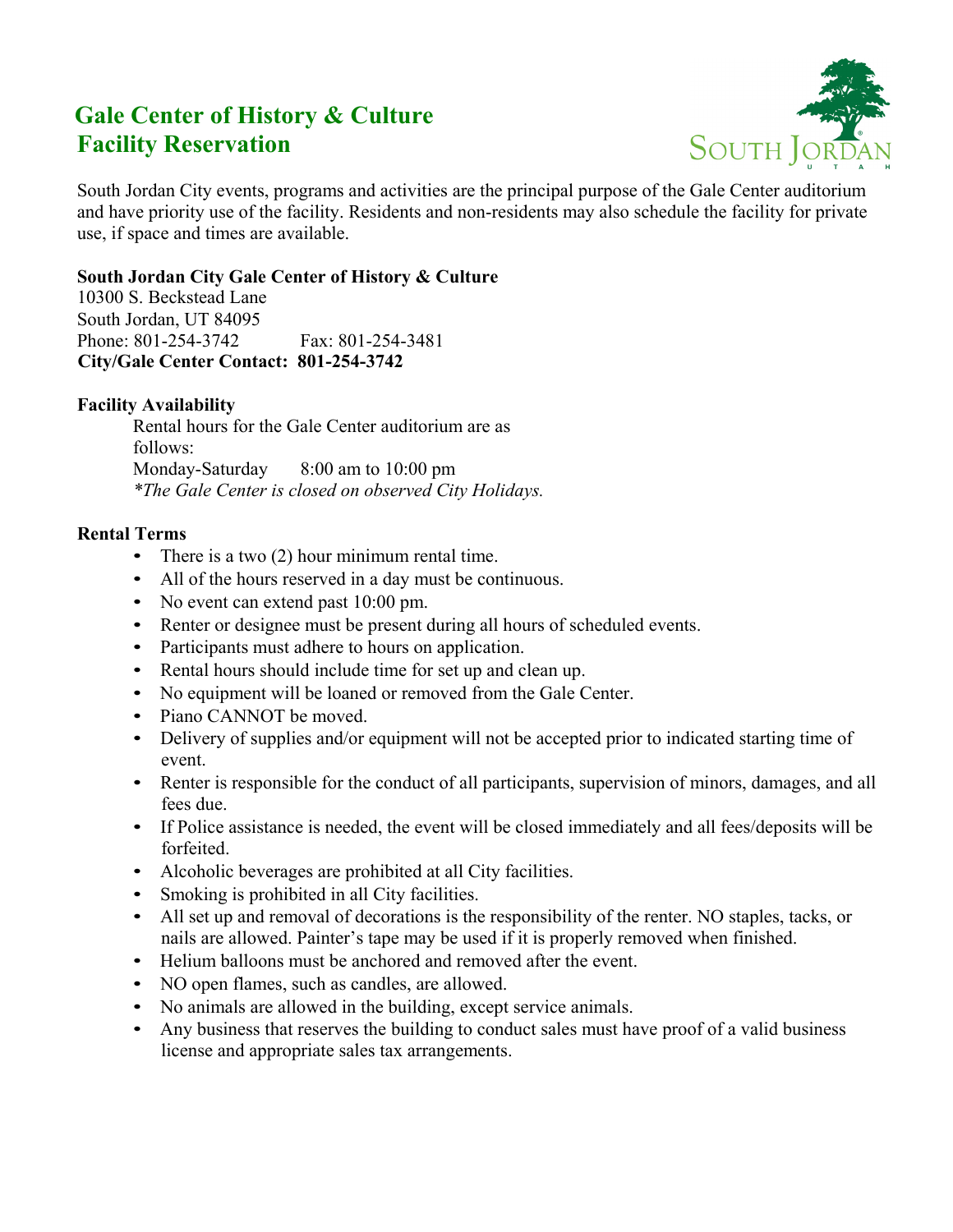# Gale Center of History & Culture
# Facility Reservation

South Jordan City events, programs and activities are the principal purpose of the Gale Center auditorium and have priority use of the facility. Residents and non-residents may also schedule the facility for private use, if space and times are available.

**South Jordan City Gale Center of History & Culture**
10300 S. Beckstead Lane
South Jordan, UT 84095
Phone: 801-254-3742    Fax: 801-254-3481
**City/Gale Center Contact: 801-254-3742**

**Facility Availability**

Rental hours for the Gale Center auditorium are as follows:
Monday-Saturday    8:00 am to 10:00 pm
*\*The Gale Center is closed on observed City Holidays.*

**Rental Terms**

- There is a two (2) hour minimum rental time.
- All of the hours reserved in a day must be continuous.
- No event can extend past 10:00 pm.
- Renter or designee must be present during all hours of scheduled events.
- Participants must adhere to hours on application.
- Rental hours should include time for set up and clean up.
- No equipment will be loaned or removed from the Gale Center.
- Piano CANNOT be moved.
- Delivery of supplies and/or equipment will not be accepted prior to indicated starting time of event.
- Renter is responsible for the conduct of all participants, supervision of minors, damages, and all fees due.
- If Police assistance is needed, the event will be closed immediately and all fees/deposits will be forfeited.
- Alcoholic beverages are prohibited at all City facilities.
- Smoking is prohibited in all City facilities.
- All set up and removal of decorations is the responsibility of the renter. NO staples, tacks, or nails are allowed. Painter's tape may be used if it is properly removed when finished.
- Helium balloons must be anchored and removed after the event.
- NO open flames, such as candles, are allowed.
- No animals are allowed in the building, except service animals.
- Any business that reserves the building to conduct sales must have proof of a valid business license and appropriate sales tax arrangements.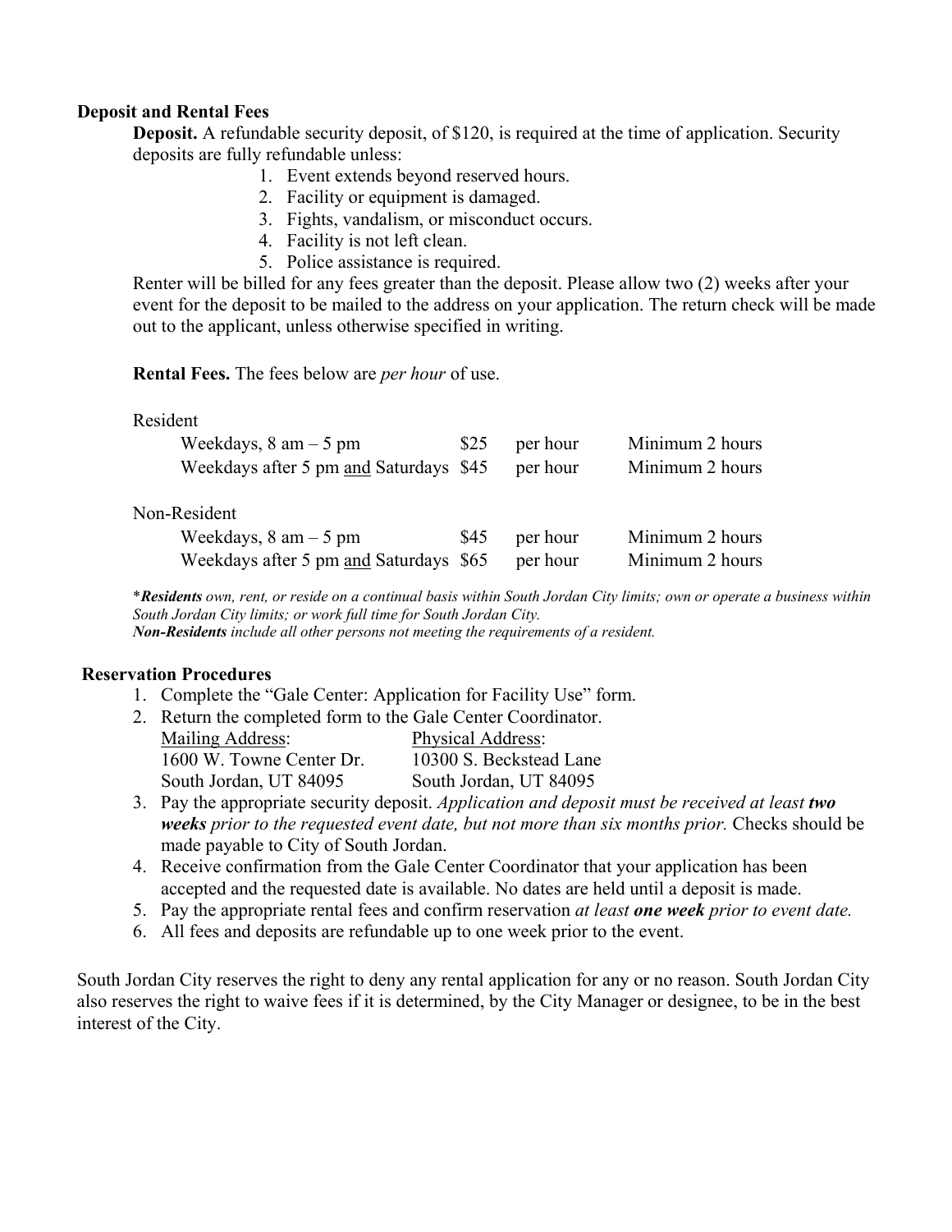## Deposit and Rental Fees

**Deposit.** A refundable security deposit, of $120, is required at the time of application. Security deposits are fully refundable unless:

1. Event extends beyond reserved hours.
2. Facility or equipment is damaged.
3. Fights, vandalism, or misconduct occurs.
4. Facility is not left clean.
5. Police assistance is required.

Renter will be billed for any fees greater than the deposit. Please allow two (2) weeks after your event for the deposit to be mailed to the address on your application. The return check will be made out to the applicant, unless otherwise specified in writing.

**Rental Fees.** The fees below are *per hour* of use.

| | | | |
|---|---|---|---|
| **Resident** | | | |
| Weekdays, 8 am – 5 pm | $25 | per hour | Minimum 2 hours |
| Weekdays after 5 pm and Saturdays | $45 | per hour | Minimum 2 hours |
| **Non-Resident** | | | |
| Weekdays, 8 am – 5 pm | $45 | per hour | Minimum 2 hours |
| Weekdays after 5 pm and Saturdays | $65 | per hour | Minimum 2 hours |

*\****Residents** own, rent, or reside on a continual basis within South Jordan City limits; own or operate a business within South Jordan City limits; or work full time for South Jordan City.*
***Non-Residents** include all other persons not meeting the requirements of a resident.*

## Reservation Procedures

1. Complete the "Gale Center: Application for Facility Use" form.
2. Return the completed form to the Gale Center Coordinator.

   | Mailing Address: | Physical Address: |
   |---|---|
   | 1600 W. Towne Center Dr. | 10300 S. Beckstead Lane |
   | South Jordan, UT 84095 | South Jordan, UT 84095 |

3. Pay the appropriate security deposit. *Application and deposit must be received at least **two weeks** prior to the requested event date, but not more than six months prior.* Checks should be made payable to City of South Jordan.
4. Receive confirmation from the Gale Center Coordinator that your application has been accepted and the requested date is available. No dates are held until a deposit is made.
5. Pay the appropriate rental fees and confirm reservation *at least **one week** prior to event date.*
6. All fees and deposits are refundable up to one week prior to the event.

South Jordan City reserves the right to deny any rental application for any or no reason. South Jordan City also reserves the right to waive fees if it is determined, by the City Manager or designee, to be in the best interest of the City.